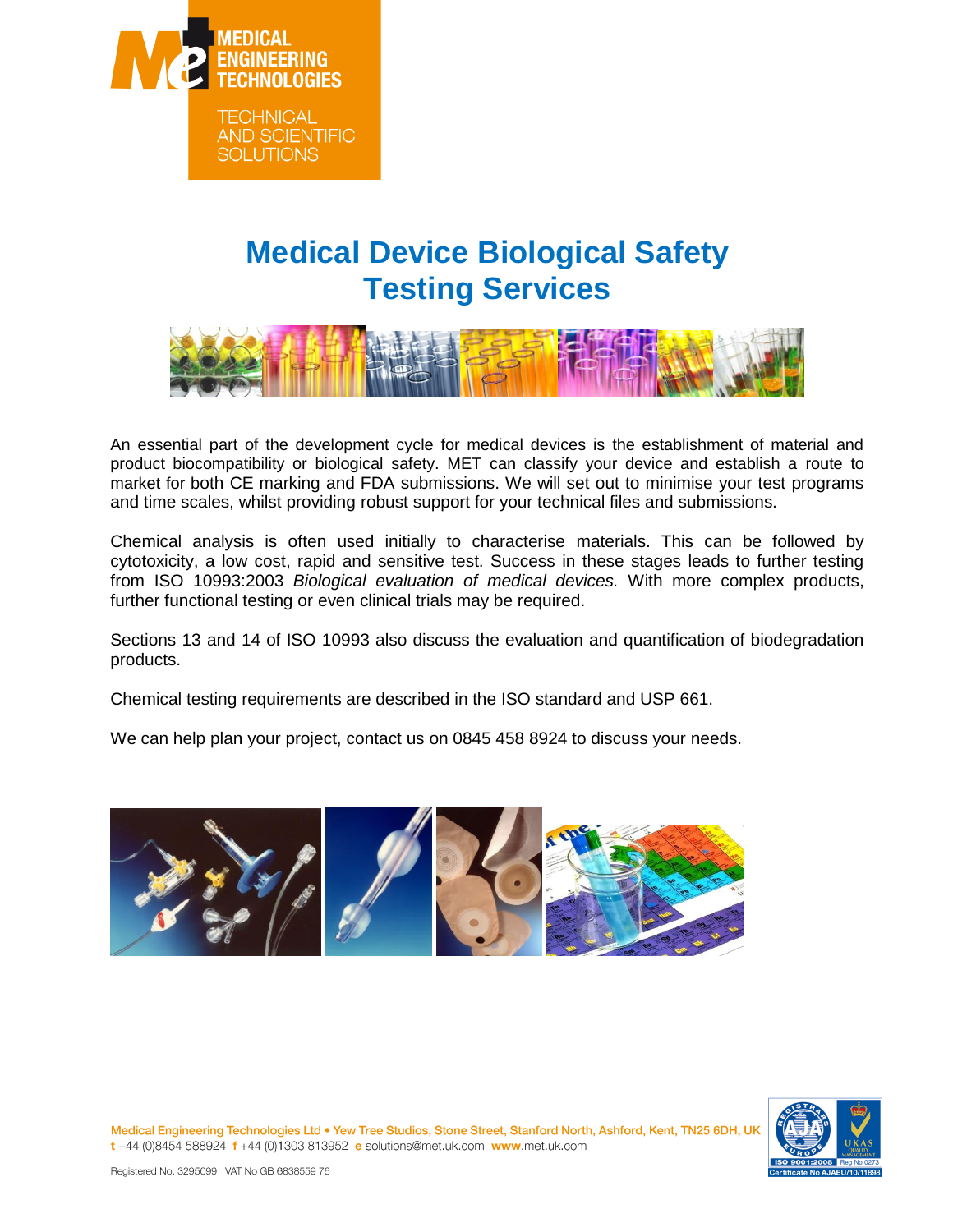MEDICAL ENGINEERING TECHNOLOGIES

TECHNICAL AND SCIENTIFIC SOLUTIONS

# Medical Device Biological Safety Testing Services

An essential part of the development cycle for medical devices is the establishment of material and product biocompatibility or biological safety. MET can classify your device and establish a route to market for both CE marking and FDA submissions. We will set out to minimise your test programs and time scales, whilst providing robust support for your technical files and submissions.

Chemical analysis is often used initially to characterise materials. This can be followed by cytotoxicity, a low cost, rapid and sensitive test. Success in these stages leads to further testing from ISO 10993:2003 *Biological evaluation of medical devices.* With more complex products, further functional testing or even clinical trials may be required.

Sections 13 and 14 of ISO 10993 also discuss the evaluation and quantification of biodegradation products.

Chemical testing requirements are described in the ISO standard and USP 661.

We can help plan your project, contact us on 0845 458 8924 to discuss your needs.

Medical Engineering Technologies Ltd • Yew Tree Studios, Stone Street, Stanford North, Ashford, Kent, TN25 6DH, UK
t +44 (0)8454 588924 f +44 (0)1303 813952 e solutions@met.uk.com www.met.uk.com

Registered No. 3295099 VAT No GB 6838559 76

ISO 9001:2008 Reg No 0273 Certificate No AJAEU/10/11898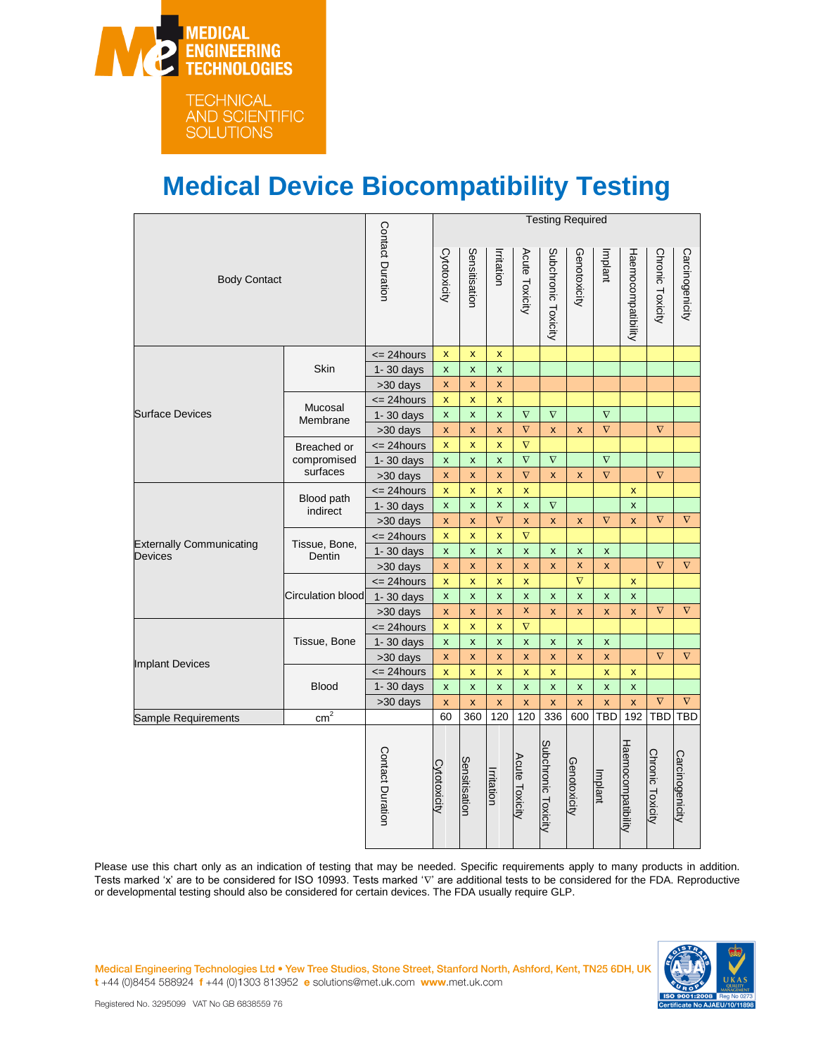MEDICAL ENGINEERING TECHNOLOGIES

TECHNICAL AND SCIENTIFIC SOLUTIONS

# Medical Device Biocompatibility Testing

| Body Contact | | Contact Duration | Cytotoxicity | Sensitisation | Irritation | Acute Toxicity | Subchronic Toxicity | Genotoxicity | Implant | Haemocompatibility | Chronic Toxicity | Carcinogenicity |
|---|---|---|---|---|---|---|---|---|---|---|---|---|
| | | | Testing Required | | | | | | | | | |
| Surface Devices | Skin | <= 24hours | x | x | x | | | | | | | |
| | | 1- 30 days | x | x | x | | | | | | | |
| | | >30 days | x | x | x | | | | | | | |
| | Mucosal Membrane | <= 24hours | x | x | x | | | | | | | |
| | | 1- 30 days | x | x | x | ∇ | ∇ | | ∇ | | | |
| | | >30 days | x | x | x | ∇ | x | x | ∇ | | ∇ | |
| | Breached or compromised surfaces | <= 24hours | x | x | x | ∇ | | | | | | |
| | | 1- 30 days | x | x | x | ∇ | ∇ | | ∇ | | | |
| | | >30 days | x | x | x | ∇ | x | x | ∇ | | ∇ | |
| Externally Communicating Devices | Blood path indirect | <= 24hours | x | x | x | x | | | | x | | |
| | | 1- 30 days | x | x | x | x | ∇ | | | x | | |
| | | >30 days | x | x | ∇ | x | x | x | ∇ | x | ∇ | ∇ |
| | Tissue, Bone, Dentin | <= 24hours | x | x | x | ∇ | | | | | | |
| | | 1- 30 days | x | x | x | x | x | x | x | | | |
| | | >30 days | x | x | x | x | x | x | x | | ∇ | ∇ |
| | Circulation blood | <= 24hours | x | x | x | x | | ∇ | | x | | |
| | | 1- 30 days | x | x | x | x | x | x | x | x | | |
| | | >30 days | x | x | x | x | x | x | x | x | ∇ | ∇ |
| Implant Devices | Tissue, Bone | <= 24hours | x | x | x | ∇ | | | | | | |
| | | 1- 30 days | x | x | x | x | x | x | x | | | |
| | | >30 days | x | x | x | x | x | x | x | | ∇ | ∇ |
| | Blood | <= 24hours | x | x | x | x | x | | x | x | | |
| | | 1- 30 days | x | x | x | x | x | x | x | x | | |
| | | >30 days | x | x | x | x | x | x | x | x | ∇ | ∇ |
| Sample Requirements | $cm^2$ | | 60 | 360 | 120 | 120 | 336 | 600 | TBD | 192 | TBD | TBD |

Please use this chart only as an indication of testing that may be needed. Specific requirements apply to many products in addition. Tests marked 'x' are to be considered for ISO 10993. Tests marked '∇' are additional tests to be considered for the FDA. Reproductive or developmental testing should also be considered for certain devices. The FDA usually require GLP.

Medical Engineering Technologies Ltd • Yew Tree Studios, Stone Street, Stanford North, Ashford, Kent, TN25 6DH, UK
t +44 (0)8454 588924 f +44 (0)1303 813952 e solutions@met.uk.com www.met.uk.com

Registered No. 3295099 VAT No GB 6838559 76

ISO 9001:2008 Certificate No AJAEU/10/11898 — UKAS Quality Management Reg No 0273